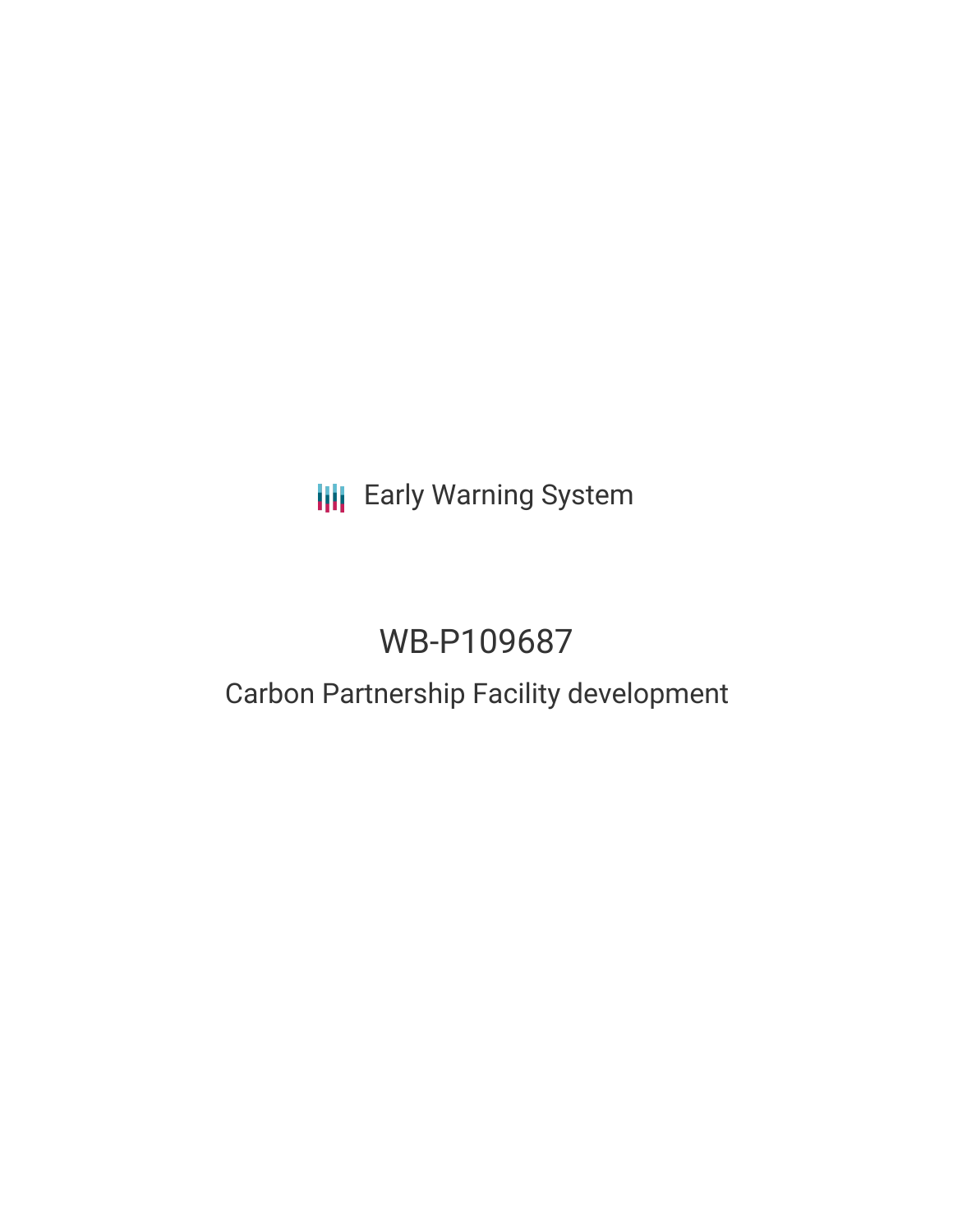Early Warning System

# WB-P109687

## Carbon Partnership Facility development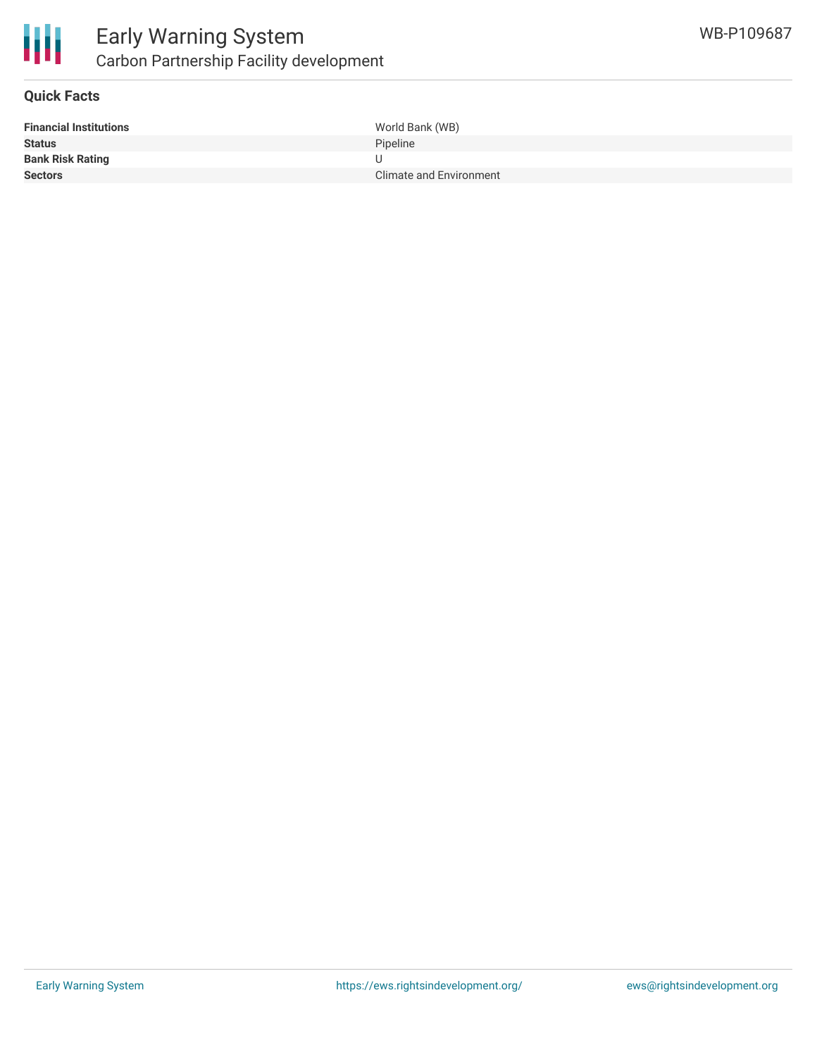# Early Warning System

## Carbon Partnership Facility development

WB-P109687

### Quick Facts

| | |
|---|---|
| **Financial Institutions** | World Bank (WB) |
| **Status** | Pipeline |
| **Bank Risk Rating** | U |
| **Sectors** | Climate and Environment |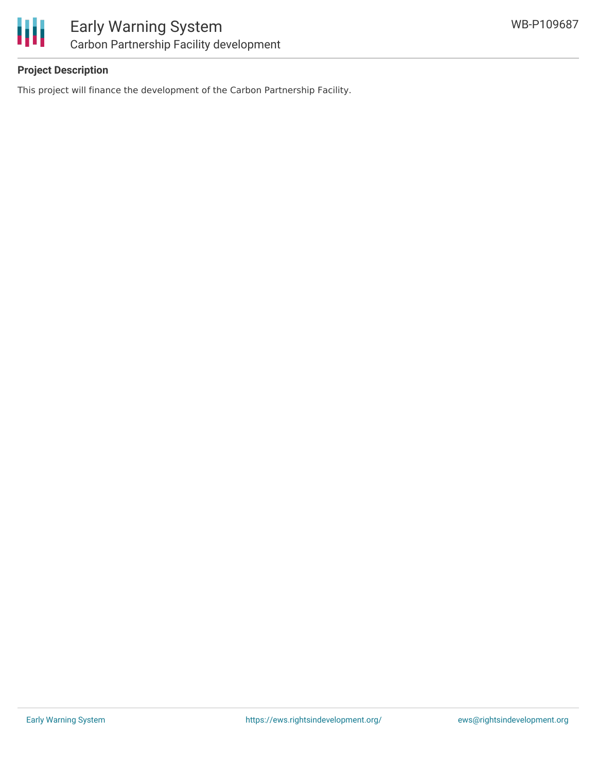## Project Description

This project will finance the development of the Carbon Partnership Facility.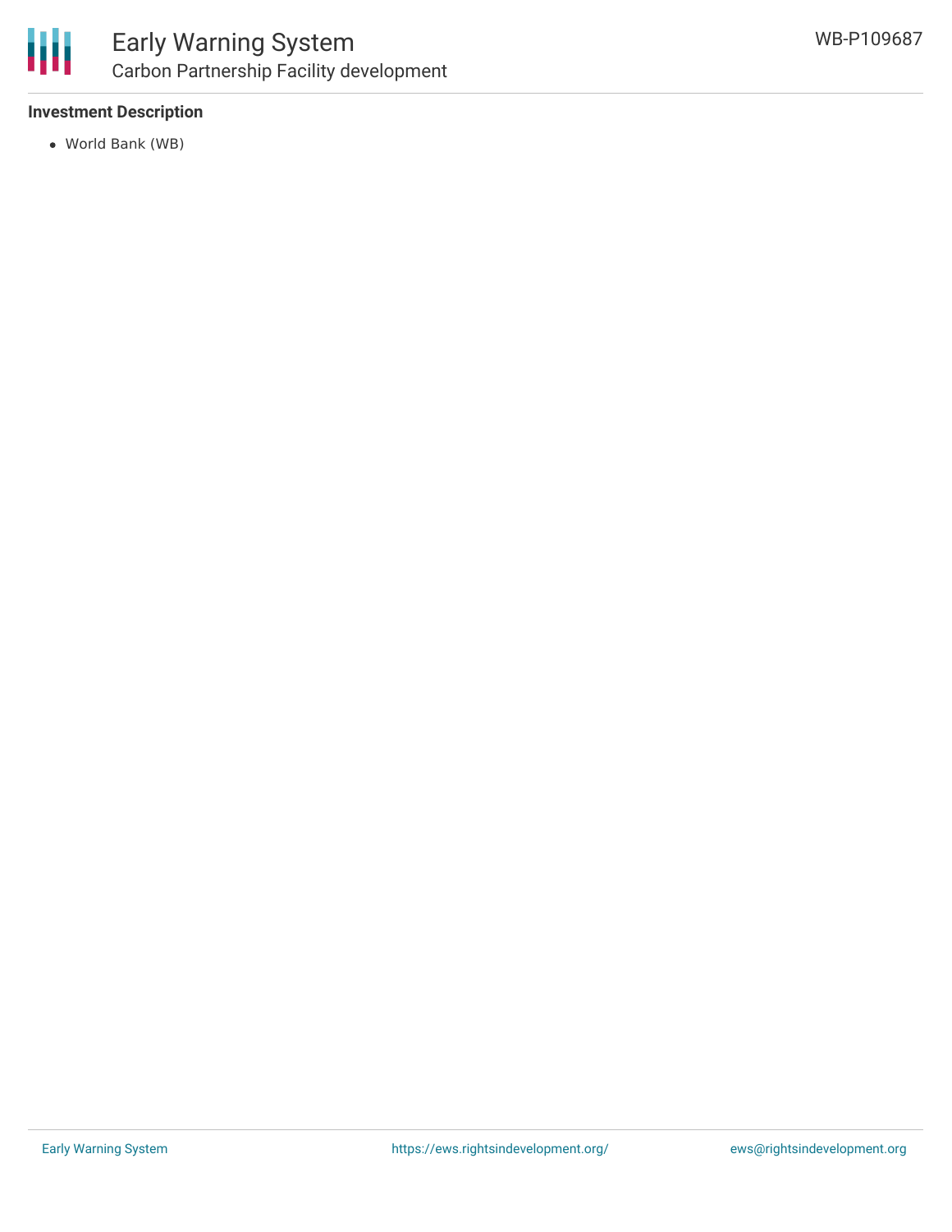### Investment Description

- World Bank (WB)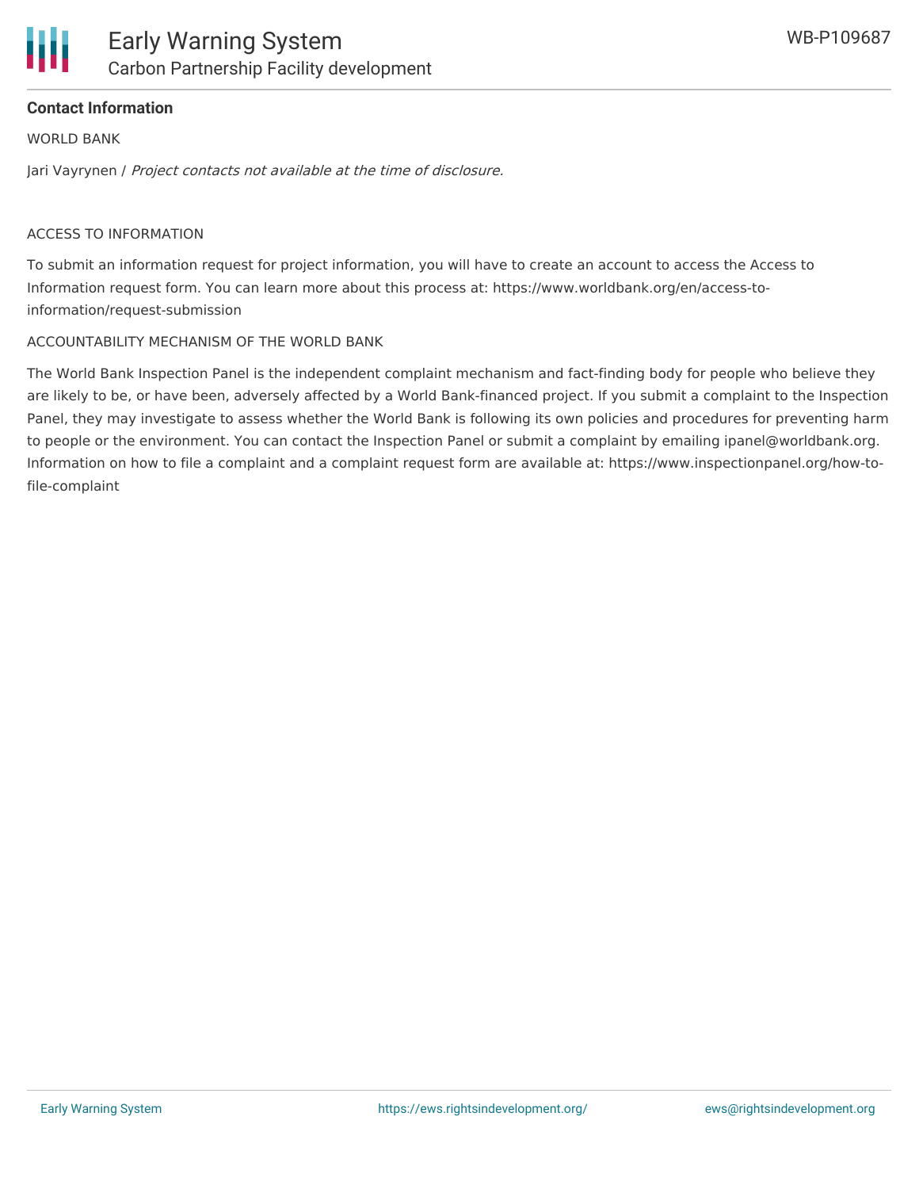### Contact Information

WORLD BANK

Jari Vayrynen / *Project contacts not available at the time of disclosure.*

ACCESS TO INFORMATION

To submit an information request for project information, you will have to create an account to access the Access to Information request form. You can learn more about this process at: https://www.worldbank.org/en/access-to-information/request-submission

ACCOUNTABILITY MECHANISM OF THE WORLD BANK

The World Bank Inspection Panel is the independent complaint mechanism and fact-finding body for people who believe they are likely to be, or have been, adversely affected by a World Bank-financed project. If you submit a complaint to the Inspection Panel, they may investigate to assess whether the World Bank is following its own policies and procedures for preventing harm to people or the environment. You can contact the Inspection Panel or submit a complaint by emailing ipanel@worldbank.org. Information on how to file a complaint and a complaint request form are available at: https://www.inspectionpanel.org/how-to-file-complaint